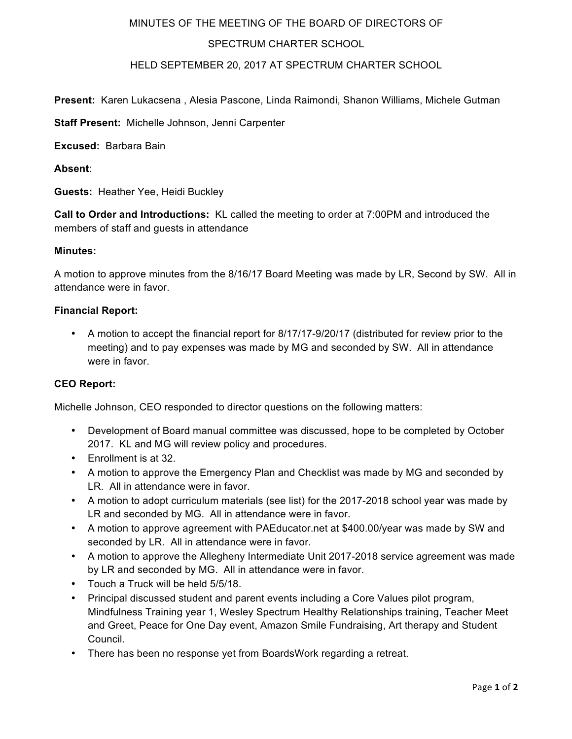# MINUTES OF THE MEETING OF THE BOARD OF DIRECTORS OF SPECTRUM CHARTER SCHOOL HELD SEPTEMBER 20, 2017 AT SPECTRUM CHARTER SCHOOL

**Present:** Karen Lukacsena , Alesia Pascone, Linda Raimondi, Shanon Williams, Michele Gutman

**Staff Present:** Michelle Johnson, Jenni Carpenter

**Excused:** Barbara Bain

**Absent**:

**Guests:** Heather Yee, Heidi Buckley

**Call to Order and Introductions:** KL called the meeting to order at 7:00PM and introduced the members of staff and guests in attendance

**Minutes:**

A motion to approve minutes from the 8/16/17 Board Meeting was made by LR, Second by SW. All in attendance were in favor.

**Financial Report:**

- A motion to accept the financial report for 8/17/17-9/20/17 (distributed for review prior to the meeting) and to pay expenses was made by MG and seconded by SW. All in attendance were in favor.

**CEO Report:**

Michelle Johnson, CEO responded to director questions on the following matters:

- Development of Board manual committee was discussed, hope to be completed by October 2017. KL and MG will review policy and procedures.
- Enrollment is at 32.
- A motion to approve the Emergency Plan and Checklist was made by MG and seconded by LR. All in attendance were in favor.
- A motion to adopt curriculum materials (see list) for the 2017-2018 school year was made by LR and seconded by MG. All in attendance were in favor.
- A motion to approve agreement with PAEducator.net at $400.00/year was made by SW and seconded by LR. All in attendance were in favor.
- A motion to approve the Allegheny Intermediate Unit 2017-2018 service agreement was made by LR and seconded by MG. All in attendance were in favor.
- Touch a Truck will be held 5/5/18.
- Principal discussed student and parent events including a Core Values pilot program, Mindfulness Training year 1, Wesley Spectrum Healthy Relationships training, Teacher Meet and Greet, Peace for One Day event, Amazon Smile Fundraising, Art therapy and Student Council.
- There has been no response yet from BoardsWork regarding a retreat.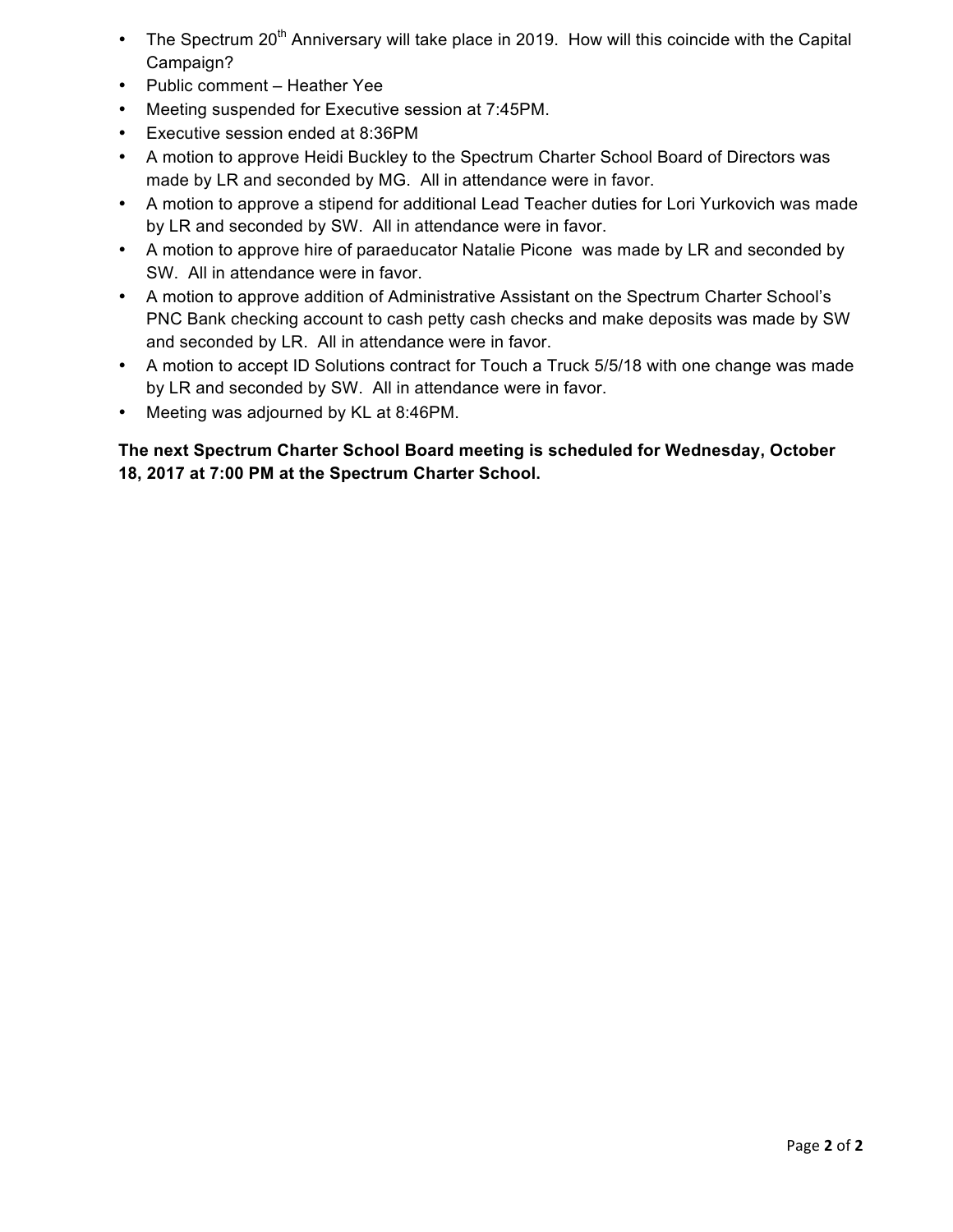- The Spectrum 20th Anniversary will take place in 2019. How will this coincide with the Capital Campaign?
- Public comment – Heather Yee
- Meeting suspended for Executive session at 7:45PM.
- Executive session ended at 8:36PM
- A motion to approve Heidi Buckley to the Spectrum Charter School Board of Directors was made by LR and seconded by MG. All in attendance were in favor.
- A motion to approve a stipend for additional Lead Teacher duties for Lori Yurkovich was made by LR and seconded by SW. All in attendance were in favor.
- A motion to approve hire of paraeducator Natalie Picone was made by LR and seconded by SW. All in attendance were in favor.
- A motion to approve addition of Administrative Assistant on the Spectrum Charter School's PNC Bank checking account to cash petty cash checks and make deposits was made by SW and seconded by LR. All in attendance were in favor.
- A motion to accept ID Solutions contract for Touch a Truck 5/5/18 with one change was made by LR and seconded by SW. All in attendance were in favor.
- Meeting was adjourned by KL at 8:46PM.

**The next Spectrum Charter School Board meeting is scheduled for Wednesday, October 18, 2017 at 7:00 PM at the Spectrum Charter School.**